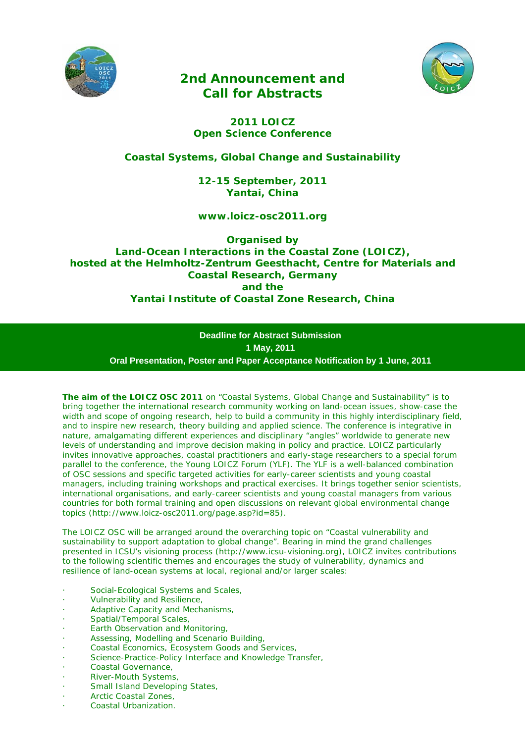# 2nd Announcement and Call for Abstracts

## 2011 LOICZ Open Science Conference

## Coastal Systems, Global Change and Sustainability

**12-15 September, 2011**
**Yantai, China**

**www.loicz-osc2011.org**

**Organised by**
**Land-Ocean Interactions in the Coastal Zone (LOICZ),**
**hosted at the Helmholtz-Zentrum Geesthacht, Centre for Materials and Coastal Research, Germany**
**and the**
**Yantai Institute of Coastal Zone Research, China**

**Deadline for Abstract Submission**
**1 May, 2011**
**Oral Presentation, Poster and Paper Acceptance Notification by 1 June, 2011**

**The aim of the LOICZ OSC 2011** on "Coastal Systems, Global Change and Sustainability" is to bring together the international research community working on land-ocean issues, show-case the width and scope of ongoing research, help to build a community in this highly interdisciplinary field, and to inspire new research, theory building and applied science. The conference is integrative in nature, amalgamating different experiences and disciplinary "angles" worldwide to generate new levels of understanding and improve decision making in policy and practice. LOICZ particularly invites innovative approaches, coastal practitioners and early-stage researchers to a special forum parallel to the conference, the Young LOICZ Forum (YLF). The YLF is a well-balanced combination of OSC sessions and specific targeted activities for early-career scientists and young coastal managers, including training workshops and practical exercises. It brings together senior scientists, international organisations, and early-career scientists and young coastal managers from various countries for both formal training and open discussions on relevant global environmental change topics (http://www.loicz-osc2011.org/page.asp?id=85).

The LOICZ OSC will be arranged around the overarching topic on "Coastal vulnerability and sustainability to support adaptation to global change". Bearing in mind the grand challenges presented in ICSU's visioning process (http://www.icsu-visioning.org), LOICZ invites contributions to the following scientific themes and encourages the study of vulnerability, dynamics and resilience of land-ocean systems at local, regional and/or larger scales:

- Social-Ecological Systems and Scales,
- Vulnerability and Resilience,
- Adaptive Capacity and Mechanisms,
- Spatial/Temporal Scales,
- Earth Observation and Monitoring,
- Assessing, Modelling and Scenario Building,
- Coastal Economics, Ecosystem Goods and Services,
- Science-Practice-Policy Interface and Knowledge Transfer,
- Coastal Governance,
- River-Mouth Systems,
- Small Island Developing States,
- Arctic Coastal Zones,
- Coastal Urbanization.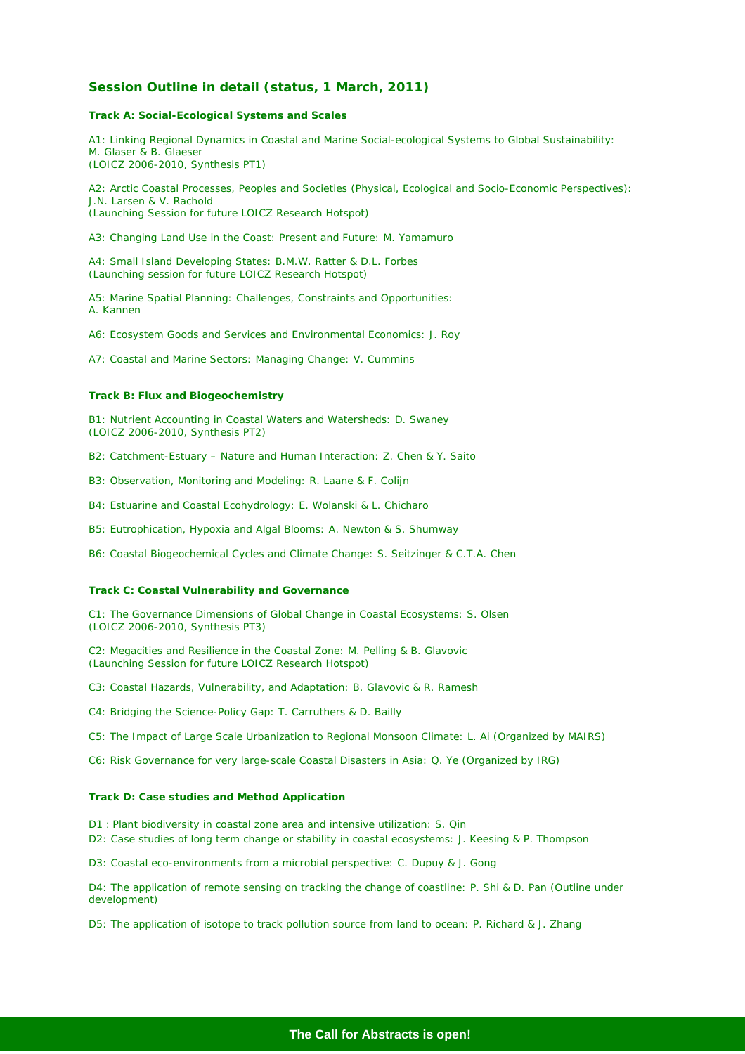## Session Outline in detail (status, 1 March, 2011)

### Track A: Social-Ecological Systems and Scales

A1: Linking Regional Dynamics in Coastal and Marine Social-ecological Systems to Global Sustainability: M. Glaser & B. Glaeser
(LOICZ 2006-2010, Synthesis PT1)

A2: Arctic Coastal Processes, Peoples and Societies (Physical, Ecological and Socio-Economic Perspectives): J.N. Larsen & V. Rachold
(Launching Session for future LOICZ Research Hotspot)

A3: Changing Land Use in the Coast: Present and Future: M. Yamamuro

A4: Small Island Developing States: B.M.W. Ratter & D.L. Forbes
(Launching session for future LOICZ Research Hotspot)

A5: Marine Spatial Planning: Challenges, Constraints and Opportunities: A. Kannen

A6: Ecosystem Goods and Services and Environmental Economics: J. Roy

A7: Coastal and Marine Sectors: Managing Change: V. Cummins

### Track B: Flux and Biogeochemistry

B1: Nutrient Accounting in Coastal Waters and Watersheds: D. Swaney
(LOICZ 2006-2010, Synthesis PT2)

B2: Catchment-Estuary – Nature and Human Interaction: Z. Chen & Y. Saito

B3: Observation, Monitoring and Modeling: R. Laane & F. Colijn

B4: Estuarine and Coastal Ecohydrology: E. Wolanski & L. Chicharo

B5: Eutrophication, Hypoxia and Algal Blooms: A. Newton & S. Shumway

B6: Coastal Biogeochemical Cycles and Climate Change: S. Seitzinger & C.T.A. Chen

### Track C: Coastal Vulnerability and Governance

C1: The Governance Dimensions of Global Change in Coastal Ecosystems: S. Olsen
(LOICZ 2006-2010, Synthesis PT3)

C2: Megacities and Resilience in the Coastal Zone: M. Pelling & B. Glavovic
(Launching Session for future LOICZ Research Hotspot)

C3: Coastal Hazards, Vulnerability, and Adaptation: B. Glavovic & R. Ramesh

C4: Bridging the Science-Policy Gap: T. Carruthers & D. Bailly

C5: The Impact of Large Scale Urbanization to Regional Monsoon Climate: L. Ai (Organized by MAIRS)

C6: Risk Governance for very large-scale Coastal Disasters in Asia: Q. Ye (Organized by IRG)

### Track D: Case studies and Method Application

D1 : Plant biodiversity in coastal zone area and intensive utilization: S. Qin

D2: Case studies of long term change or stability in coastal ecosystems: J. Keesing & P. Thompson

D3: Coastal eco-environments from a microbial perspective: C. Dupuy & J. Gong

D4: The application of remote sensing on tracking the change of coastline: P. Shi & D. Pan (Outline under development)

D5: The application of isotope to track pollution source from land to ocean: P. Richard & J. Zhang

**The Call for Abstracts is open!**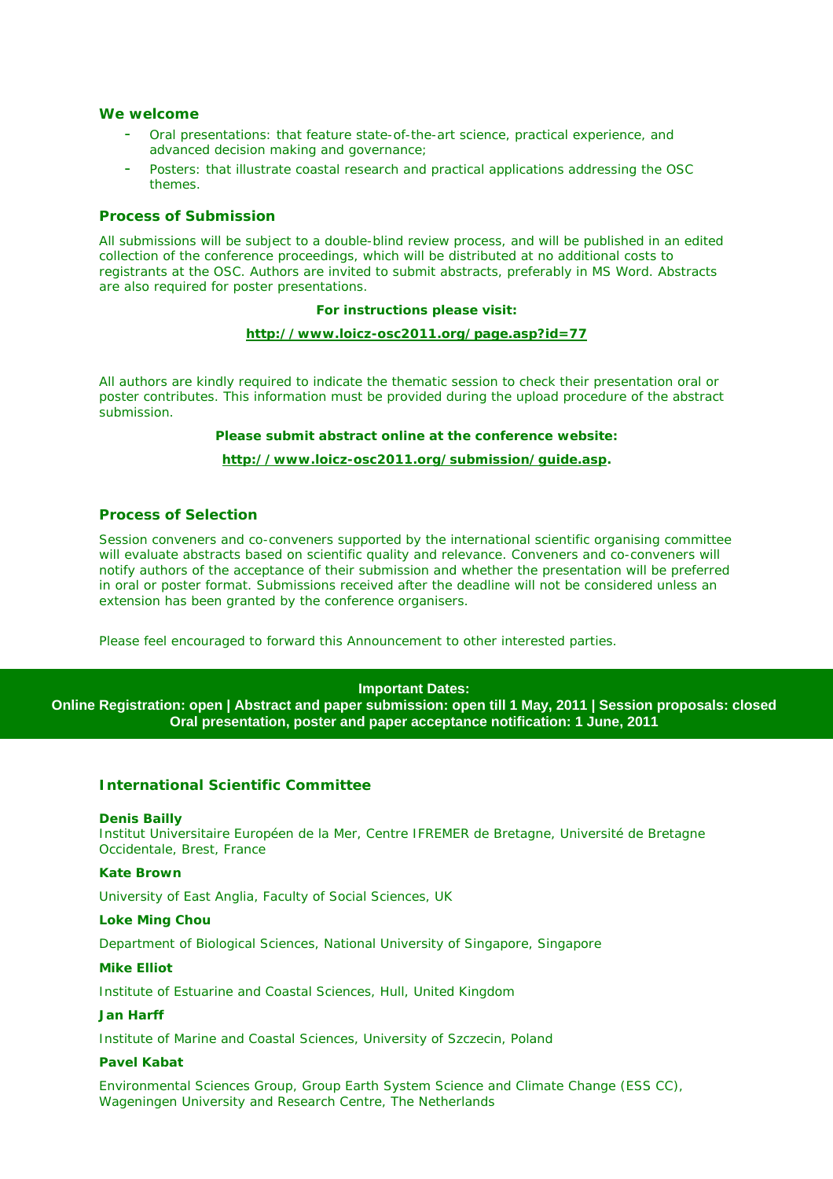### We welcome

- Oral presentations: that feature state-of-the-art science, practical experience, and advanced decision making and governance;
- Posters: that illustrate coastal research and practical applications addressing the OSC themes.

### Process of Submission

All submissions will be subject to a double-blind review process, and will be published in an edited collection of the conference proceedings, which will be distributed at no additional costs to registrants at the OSC. Authors are invited to submit abstracts, preferably in MS Word. Abstracts are also required for poster presentations.

**For instructions please visit:**

**http://www.loicz-osc2011.org/page.asp?id=77**

All authors are kindly required to indicate the thematic session to check their presentation oral or poster contributes. This information must be provided during the upload procedure of the abstract submission.

**Please submit abstract online at the conference website:**

**http://www.loicz-osc2011.org/submission/guide.asp.**

### Process of Selection

Session conveners and co-conveners supported by the international scientific organising committee will evaluate abstracts based on scientific quality and relevance. Conveners and co-conveners will notify authors of the acceptance of their submission and whether the presentation will be preferred in oral or poster format. Submissions received after the deadline will not be considered unless an extension has been granted by the conference organisers.

Please feel encouraged to forward this Announcement to other interested parties.

**Important Dates:**
**Online Registration: open | Abstract and paper submission: open till 1 May, 2011 | Session proposals: closed**
**Oral presentation, poster and paper acceptance notification: 1 June, 2011**

### International Scientific Committee

**Denis Bailly**
Institut Universitaire Européen de la Mer, Centre IFREMER de Bretagne, Université de Bretagne Occidentale, Brest, France

**Kate Brown**
University of East Anglia, Faculty of Social Sciences, UK

**Loke Ming Chou**
Department of Biological Sciences, National University of Singapore, Singapore

**Mike Elliot**
Institute of Estuarine and Coastal Sciences, Hull, United Kingdom

**Jan Harff**
Institute of Marine and Coastal Sciences, University of Szczecin, Poland

**Pavel Kabat**
Environmental Sciences Group, Group Earth System Science and Climate Change (ESS CC), Wageningen University and Research Centre, The Netherlands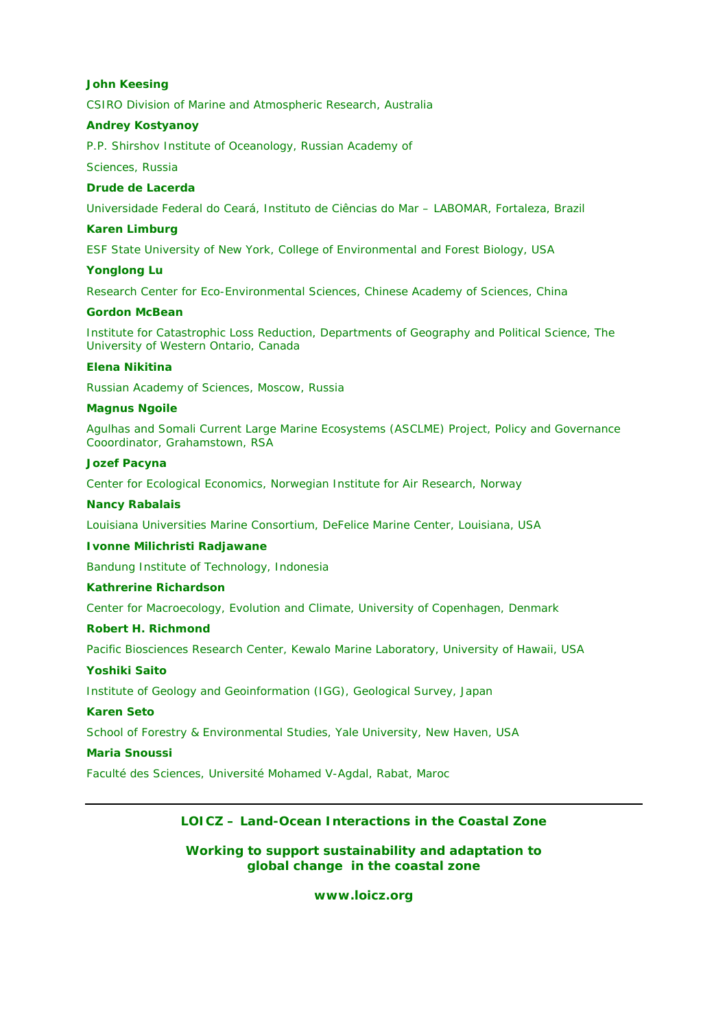**John Keesing**

CSIRO Division of Marine and Atmospheric Research, Australia

**Andrey Kostyanoy**

P.P. Shirshov Institute of Oceanology, Russian Academy of

Sciences, Russia

**Drude de Lacerda**

Universidade Federal do Ceará, Instituto de Ciências do Mar – LABOMAR, Fortaleza, Brazil

**Karen Limburg**

ESF State University of New York, College of Environmental and Forest Biology, USA

**Yonglong Lu**

Research Center for Eco-Environmental Sciences, Chinese Academy of Sciences, China

**Gordon McBean**

Institute for Catastrophic Loss Reduction, Departments of Geography and Political Science, The University of Western Ontario, Canada

**Elena Nikitina**

Russian Academy of Sciences, Moscow, Russia

**Magnus Ngoile**

Agulhas and Somali Current Large Marine Ecosystems (ASCLME) Project, Policy and Governance Cooordinator, Grahamstown, RSA

**Jozef Pacyna**

Center for Ecological Economics, Norwegian Institute for Air Research, Norway

**Nancy Rabalais**

Louisiana Universities Marine Consortium, DeFelice Marine Center, Louisiana, USA

**Ivonne Milichristi Radjawane**

Bandung Institute of Technology, Indonesia

**Kathrerine Richardson**

Center for Macroecology, Evolution and Climate, University of Copenhagen, Denmark

**Robert H. Richmond**

Pacific Biosciences Research Center, Kewalo Marine Laboratory, University of Hawaii, USA

**Yoshiki Saito**

Institute of Geology and Geoinformation (IGG), Geological Survey, Japan

**Karen Seto**

School of Forestry & Environmental Studies, Yale University, New Haven, USA

**Maria Snoussi**

Faculté des Sciences, Université Mohamed V-Agdal, Rabat, Maroc

---

**LOICZ – Land-Ocean Interactions in the Coastal Zone**

**Working to support sustainability and adaptation to global change in the coastal zone**

**www.loicz.org**